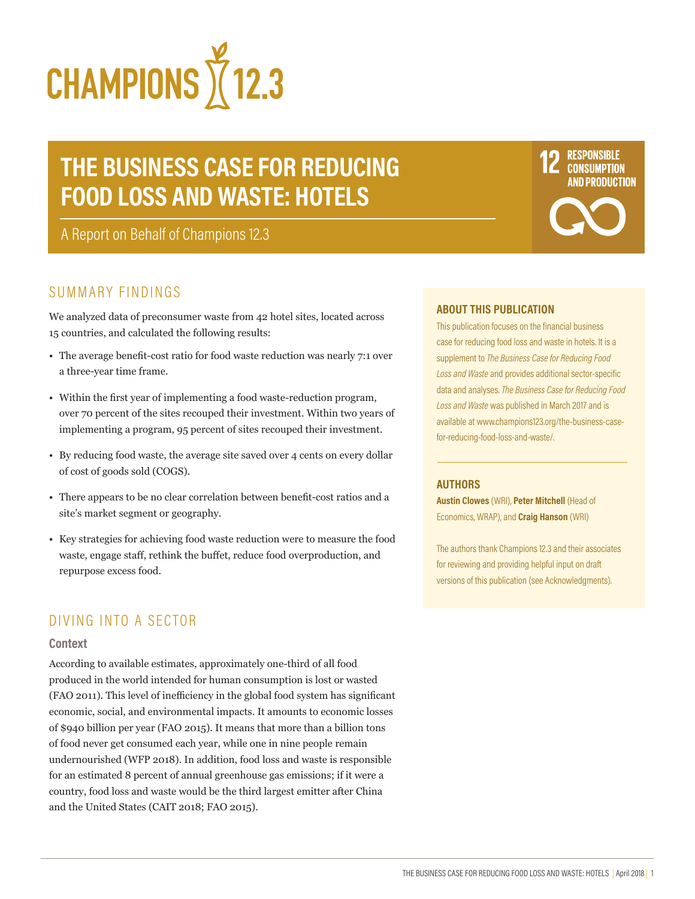CHAMPIONS 12.3

# THE BUSINESS CASE FOR REDUCING FOOD LOSS AND WASTE: HOTELS

A Report on Behalf of Champions 12.3

12 RESPONSIBLE CONSUMPTION AND PRODUCTION

## SUMMARY FINDINGS

We analyzed data of preconsumer waste from 42 hotel sites, located across 15 countries, and calculated the following results:

- The average benefit-cost ratio for food waste reduction was nearly 7:1 over a three-year time frame.
- Within the first year of implementing a food waste-reduction program, over 70 percent of the sites recouped their investment. Within two years of implementing a program, 95 percent of sites recouped their investment.
- By reducing food waste, the average site saved over 4 cents on every dollar of cost of goods sold (COGS).
- There appears to be no clear correlation between benefit-cost ratios and a site's market segment or geography.
- Key strategies for achieving food waste reduction were to measure the food waste, engage staff, rethink the buffet, reduce food overproduction, and repurpose excess food.

## DIVING INTO A SECTOR

### Context

According to available estimates, approximately one-third of all food produced in the world intended for human consumption is lost or wasted (FAO 2011). This level of inefficiency in the global food system has significant economic, social, and environmental impacts. It amounts to economic losses of $940 billion per year (FAO 2015). It means that more than a billion tons of food never get consumed each year, while one in nine people remain undernourished (WFP 2018). In addition, food loss and waste is responsible for an estimated 8 percent of annual greenhouse gas emissions; if it were a country, food loss and waste would be the third largest emitter after China and the United States (CAIT 2018; FAO 2015).

### ABOUT THIS PUBLICATION

This publication focuses on the financial business case for reducing food loss and waste in hotels. It is a supplement to *The Business Case for Reducing Food Loss and Waste* and provides additional sector-specific data and analyses. *The Business Case for Reducing Food Loss and Waste* was published in March 2017 and is available at www.champions123.org/the-business-case-for-reducing-food-loss-and-waste/.

### AUTHORS

**Austin Clowes** (WRI), **Peter Mitchell** (Head of Economics, WRAP), and **Craig Hanson** (WRI)

The authors thank Champions 12.3 and their associates for reviewing and providing helpful input on draft versions of this publication (see Acknowledgments).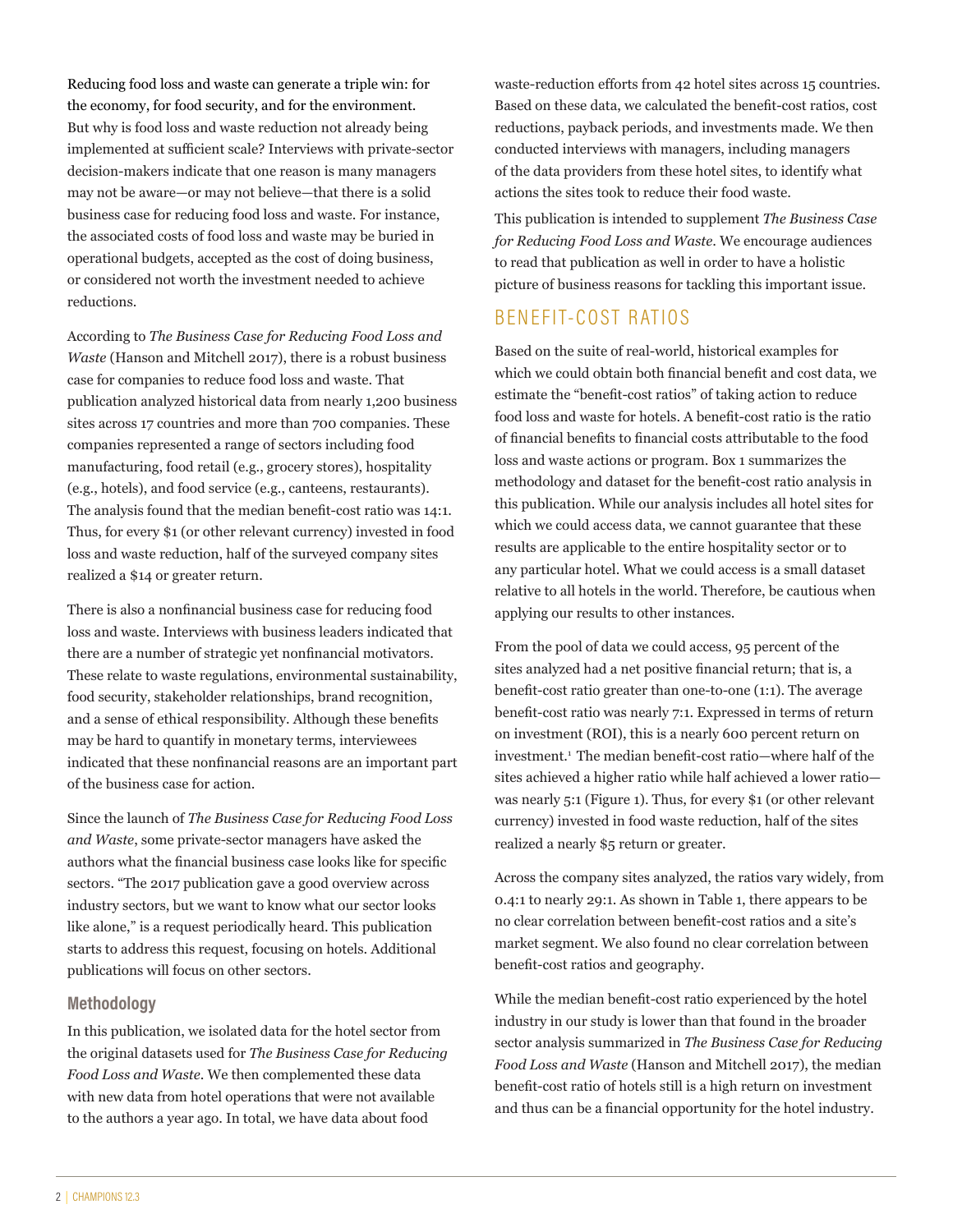Reducing food loss and waste can generate a triple win: for the economy, for food security, and for the environment. But why is food loss and waste reduction not already being implemented at sufficient scale? Interviews with private-sector decision-makers indicate that one reason is many managers may not be aware—or may not believe—that there is a solid business case for reducing food loss and waste. For instance, the associated costs of food loss and waste may be buried in operational budgets, accepted as the cost of doing business, or considered not worth the investment needed to achieve reductions.

According to *The Business Case for Reducing Food Loss and Waste* (Hanson and Mitchell 2017), there is a robust business case for companies to reduce food loss and waste. That publication analyzed historical data from nearly 1,200 business sites across 17 countries and more than 700 companies. These companies represented a range of sectors including food manufacturing, food retail (e.g., grocery stores), hospitality (e.g., hotels), and food service (e.g., canteens, restaurants). The analysis found that the median benefit-cost ratio was 14:1. Thus, for every $1 (or other relevant currency) invested in food loss and waste reduction, half of the surveyed company sites realized a $14 or greater return.

There is also a nonfinancial business case for reducing food loss and waste. Interviews with business leaders indicated that there are a number of strategic yet nonfinancial motivators. These relate to waste regulations, environmental sustainability, food security, stakeholder relationships, brand recognition, and a sense of ethical responsibility. Although these benefits may be hard to quantify in monetary terms, interviewees indicated that these nonfinancial reasons are an important part of the business case for action.

Since the launch of *The Business Case for Reducing Food Loss and Waste*, some private-sector managers have asked the authors what the financial business case looks like for specific sectors. "The 2017 publication gave a good overview across industry sectors, but we want to know what our sector looks like alone," is a request periodically heard. This publication starts to address this request, focusing on hotels. Additional publications will focus on other sectors.

### Methodology

In this publication, we isolated data for the hotel sector from the original datasets used for *The Business Case for Reducing Food Loss and Waste*. We then complemented these data with new data from hotel operations that were not available to the authors a year ago. In total, we have data about food waste-reduction efforts from 42 hotel sites across 15 countries. Based on these data, we calculated the benefit-cost ratios, cost reductions, payback periods, and investments made. We then conducted interviews with managers, including managers of the data providers from these hotel sites, to identify what actions the sites took to reduce their food waste.

This publication is intended to supplement *The Business Case for Reducing Food Loss and Waste*. We encourage audiences to read that publication as well in order to have a holistic picture of business reasons for tackling this important issue.

## BENEFIT-COST RATIOS

Based on the suite of real-world, historical examples for which we could obtain both financial benefit and cost data, we estimate the "benefit-cost ratios" of taking action to reduce food loss and waste for hotels. A benefit-cost ratio is the ratio of financial benefits to financial costs attributable to the food loss and waste actions or program. Box 1 summarizes the methodology and dataset for the benefit-cost ratio analysis in this publication. While our analysis includes all hotel sites for which we could access data, we cannot guarantee that these results are applicable to the entire hospitality sector or to any particular hotel. What we could access is a small dataset relative to all hotels in the world. Therefore, be cautious when applying our results to other instances.

From the pool of data we could access, 95 percent of the sites analyzed had a net positive financial return; that is, a benefit-cost ratio greater than one-to-one (1:1). The average benefit-cost ratio was nearly 7:1. Expressed in terms of return on investment (ROI), this is a nearly 600 percent return on investment.[1] The median benefit-cost ratio—where half of the sites achieved a higher ratio while half achieved a lower ratio—was nearly 5:1 (Figure 1). Thus, for every $1 (or other relevant currency) invested in food waste reduction, half of the sites realized a nearly $5 return or greater.

Across the company sites analyzed, the ratios vary widely, from 0.4:1 to nearly 29:1. As shown in Table 1, there appears to be no clear correlation between benefit-cost ratios and a site's market segment. We also found no clear correlation between benefit-cost ratios and geography.

While the median benefit-cost ratio experienced by the hotel industry in our study is lower than that found in the broader sector analysis summarized in *The Business Case for Reducing Food Loss and Waste* (Hanson and Mitchell 2017), the median benefit-cost ratio of hotels still is a high return on investment and thus can be a financial opportunity for the hotel industry.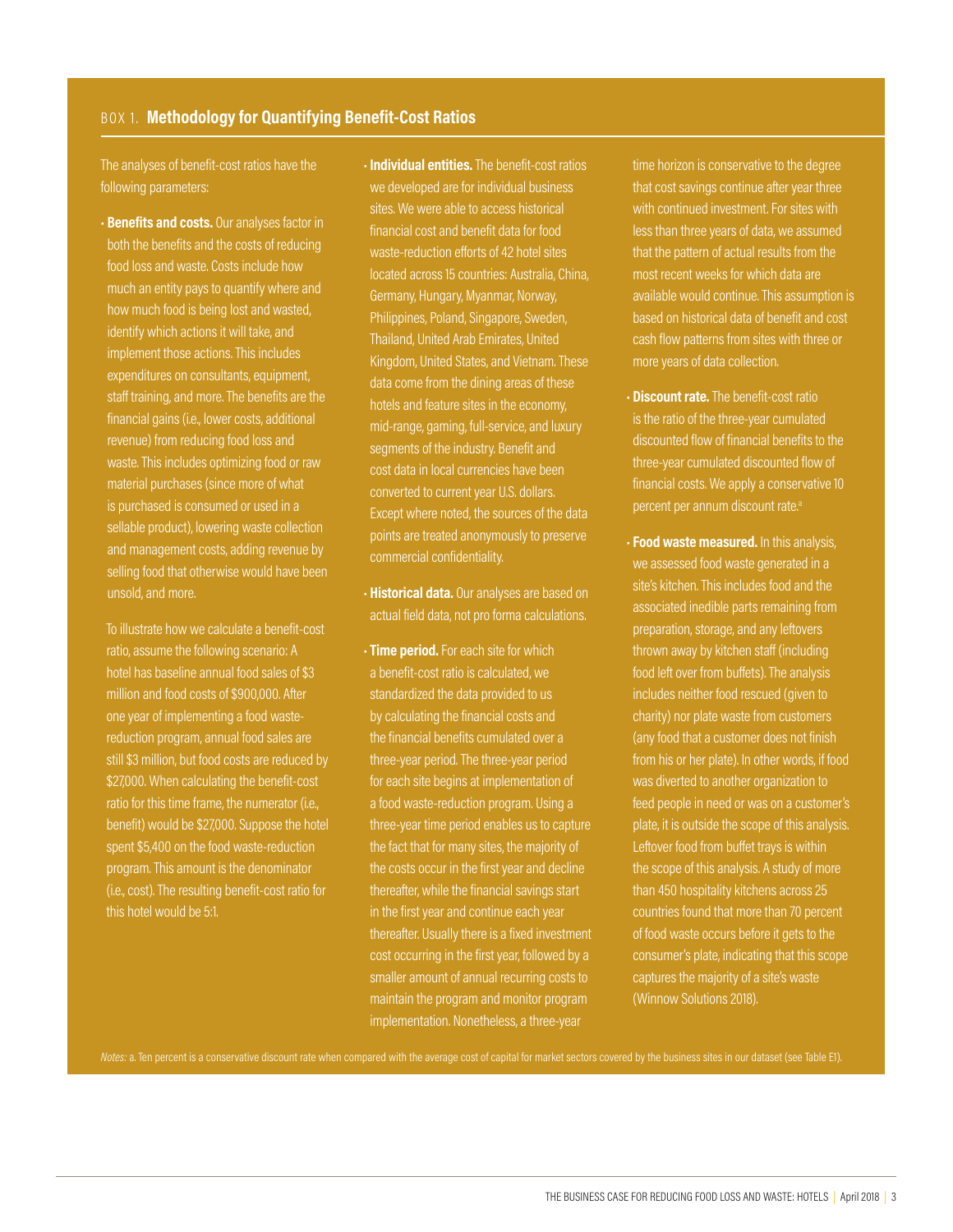## BOX 1. Methodology for Quantifying Benefit-Cost Ratios

The analyses of benefit-cost ratios have the following parameters:

- **Benefits and costs.** Our analyses factor in both the benefits and the costs of reducing food loss and waste. Costs include how much an entity pays to quantify where and how much food is being lost and wasted, identify which actions it will take, and implement those actions. This includes expenditures on consultants, equipment, staff training, and more. The benefits are the financial gains (i.e., lower costs, additional revenue) from reducing food loss and waste. This includes optimizing food or raw material purchases (since more of what is purchased is consumed or used in a sellable product), lowering waste collection and management costs, adding revenue by selling food that otherwise would have been unsold, and more.

  To illustrate how we calculate a benefit-cost ratio, assume the following scenario: A hotel has baseline annual food sales of $3 million and food costs of $900,000. After one year of implementing a food waste-reduction program, annual food sales are still $3 million, but food costs are reduced by $27,000. When calculating the benefit-cost ratio for this time frame, the numerator (i.e., benefit) would be $27,000. Suppose the hotel spent $5,400 on the food waste-reduction program. This amount is the denominator (i.e., cost). The resulting benefit-cost ratio for this hotel would be 5:1.

- **Individual entities.** The benefit-cost ratios we developed are for individual business sites. We were able to access historical financial cost and benefit data for food waste-reduction efforts of 42 hotel sites located across 15 countries: Australia, China, Germany, Hungary, Myanmar, Norway, Philippines, Poland, Singapore, Sweden, Thailand, United Arab Emirates, United Kingdom, United States, and Vietnam. These data come from the dining areas of these hotels and feature sites in the economy, mid-range, gaming, full-service, and luxury segments of the industry. Benefit and cost data in local currencies have been converted to current year U.S. dollars. Except where noted, the sources of the data points are treated anonymously to preserve commercial confidentiality.

- **Historical data.** Our analyses are based on actual field data, not pro forma calculations.

- **Time period.** For each site for which a benefit-cost ratio is calculated, we standardized the data provided to us by calculating the financial costs and the financial benefits cumulated over a three-year period. The three-year period for each site begins at implementation of a food waste-reduction program. Using a three-year time period enables us to capture the fact that for many sites, the majority of the costs occur in the first year and decline thereafter, while the financial savings start in the first year and continue each year thereafter. Usually there is a fixed investment cost occurring in the first year, followed by a smaller amount of annual recurring costs to maintain the program and monitor program implementation. Nonetheless, a three-year time horizon is conservative to the degree that cost savings continue after year three with continued investment. For sites with less than three years of data, we assumed that the pattern of actual results from the most recent weeks for which data are available would continue. This assumption is based on historical data of benefit and cost cash flow patterns from sites with three or more years of data collection.

- **Discount rate.** The benefit-cost ratio is the ratio of the three-year cumulated discounted flow of financial benefits to the three-year cumulated discounted flow of financial costs. We apply a conservative 10 percent per annum discount rate.[a]

- **Food waste measured.** In this analysis, we assessed food waste generated in a site's kitchen. This includes food and the associated inedible parts remaining from preparation, storage, and any leftovers thrown away by kitchen staff (including food left over from buffets). The analysis includes neither food rescued (given to charity) nor plate waste from customers (any food that a customer does not finish from his or her plate). In other words, if food was diverted to another organization to feed people in need or was on a customer's plate, it is outside the scope of this analysis. Leftover food from buffet trays is within the scope of this analysis. A study of more than 450 hospitality kitchens across 25 countries found that more than 70 percent of food waste occurs before it gets to the consumer's plate, indicating that this scope captures the majority of a site's waste (Winnow Solutions 2018).

*Notes:* a. Ten percent is a conservative discount rate when compared with the average cost of capital for market sectors covered by the business sites in our dataset (see Table E1).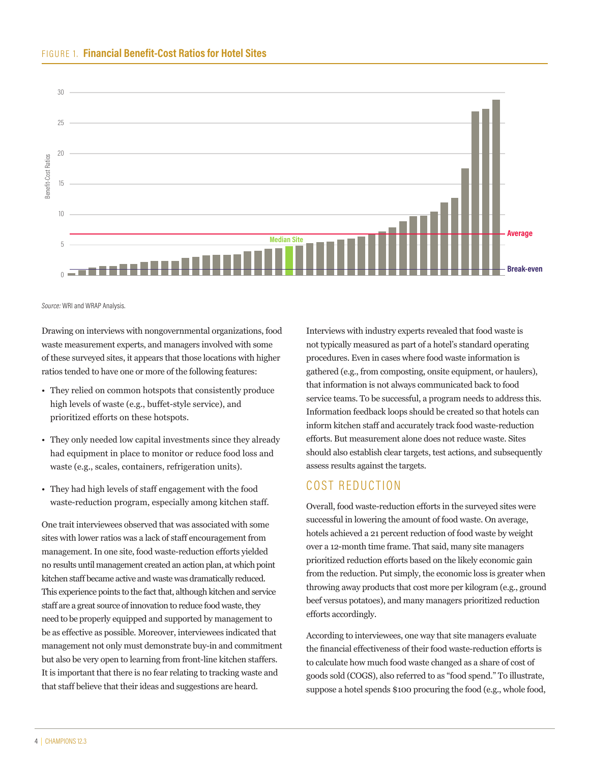FIGURE 1. **Financial Benefit-Cost Ratios for Hotel Sites**

*Source:* WRI and WRAP Analysis.

Drawing on interviews with nongovernmental organizations, food waste measurement experts, and managers involved with some of these surveyed sites, it appears that those locations with higher ratios tended to have one or more of the following features:

- They relied on common hotspots that consistently produce high levels of waste (e.g., buffet-style service), and prioritized efforts on these hotspots.
- They only needed low capital investments since they already had equipment in place to monitor or reduce food loss and waste (e.g., scales, containers, refrigeration units).
- They had high levels of staff engagement with the food waste-reduction program, especially among kitchen staff.

One trait interviewees observed that was associated with some sites with lower ratios was a lack of staff encouragement from management. In one site, food waste-reduction efforts yielded no results until management created an action plan, at which point kitchen staff became active and waste was dramatically reduced. This experience points to the fact that, although kitchen and service staff are a great source of innovation to reduce food waste, they need to be properly equipped and supported by management to be as effective as possible. Moreover, interviewees indicated that management not only must demonstrate buy-in and commitment but also be very open to learning from front-line kitchen staffers. It is important that there is no fear relating to tracking waste and that staff believe that their ideas and suggestions are heard.

Interviews with industry experts revealed that food waste is not typically measured as part of a hotel's standard operating procedures. Even in cases where food waste information is gathered (e.g., from composting, onsite equipment, or haulers), that information is not always communicated back to food service teams. To be successful, a program needs to address this. Information feedback loops should be created so that hotels can inform kitchen staff and accurately track food waste-reduction efforts. But measurement alone does not reduce waste. Sites should also establish clear targets, test actions, and subsequently assess results against the targets.

## COST REDUCTION

Overall, food waste-reduction efforts in the surveyed sites were successful in lowering the amount of food waste. On average, hotels achieved a 21 percent reduction of food waste by weight over a 12-month time frame. That said, many site managers prioritized reduction efforts based on the likely economic gain from the reduction. Put simply, the economic loss is greater when throwing away products that cost more per kilogram (e.g., ground beef versus potatoes), and many managers prioritized reduction efforts accordingly.

According to interviewees, one way that site managers evaluate the financial effectiveness of their food waste-reduction efforts is to calculate how much food waste changed as a share of cost of goods sold (COGS), also referred to as "food spend." To illustrate, suppose a hotel spends $100 procuring the food (e.g., whole food,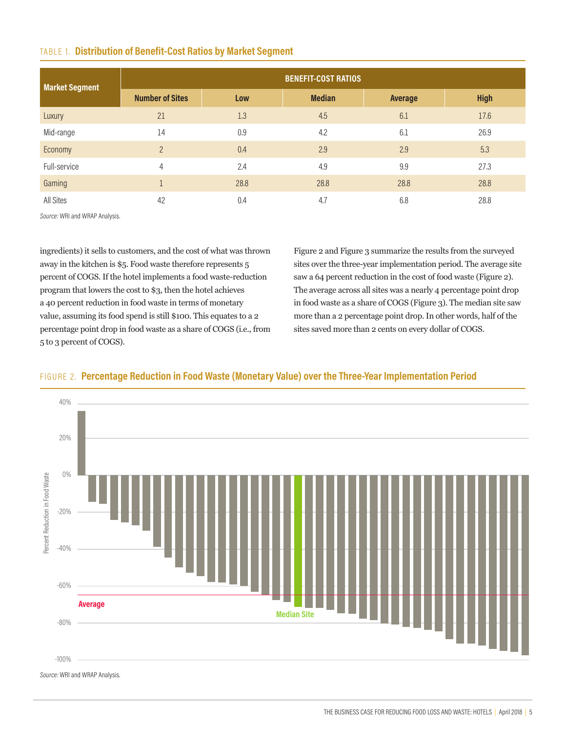TABLE 1. **Distribution of Benefit-Cost Ratios by Market Segment**

| Market Segment | BENEFIT-COST RATIOS | | | | |
|---|---|---|---|---|---|
| | Number of Sites | Low | Median | Average | High |
| Luxury | 21 | 1.3 | 4.5 | 6.1 | 17.6 |
| Mid-range | 14 | 0.9 | 4.2 | 6.1 | 26.9 |
| Economy | 2 | 0.4 | 2.9 | 2.9 | 5.3 |
| Full-service | 4 | 2.4 | 4.9 | 9.9 | 27.3 |
| Gaming | 1 | 28.8 | 28.8 | 28.8 | 28.8 |
| All Sites | 42 | 0.4 | 4.7 | 6.8 | 28.8 |

*Source:* WRI and WRAP Analysis.

ingredients) it sells to customers, and the cost of what was thrown away in the kitchen is $5. Food waste therefore represents 5 percent of COGS. If the hotel implements a food waste-reduction program that lowers the cost to $3, then the hotel achieves a 40 percent reduction in food waste in terms of monetary value, assuming its food spend is still $100. This equates to a 2 percentage point drop in food waste as a share of COGS (i.e., from 5 to 3 percent of COGS).

Figure 2 and Figure 3 summarize the results from the surveyed sites over the three-year implementation period. The average site saw a 64 percent reduction in the cost of food waste (Figure 2). The average across all sites was a nearly 4 percentage point drop in food waste as a share of COGS (Figure 3). The median site saw more than a 2 percentage point drop. In other words, half of the sites saved more than 2 cents on every dollar of COGS.

FIGURE 2. **Percentage Reduction in Food Waste (Monetary Value) over the Three-Year Implementation Period**

*Source:* WRI and WRAP Analysis.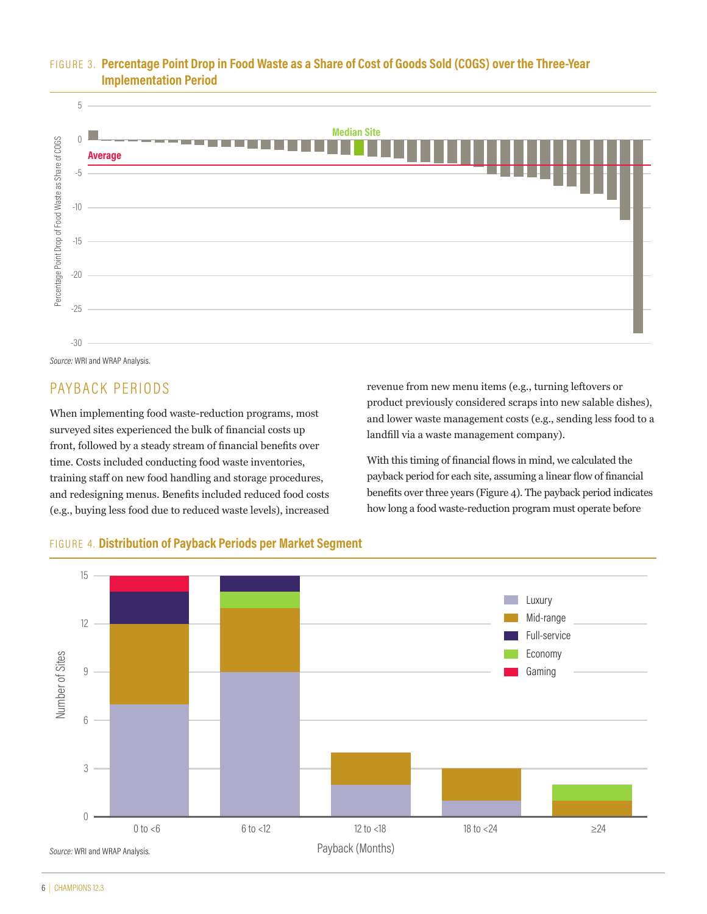FIGURE 3. **Percentage Point Drop in Food Waste as a Share of Cost of Goods Sold (COGS) over the Three-Year Implementation Period**

*Source:* WRI and WRAP Analysis.

## PAYBACK PERIODS

When implementing food waste-reduction programs, most surveyed sites experienced the bulk of financial costs up front, followed by a steady stream of financial benefits over time. Costs included conducting food waste inventories, training staff on new food handling and storage procedures, and redesigning menus. Benefits included reduced food costs (e.g., buying less food due to reduced waste levels), increased revenue from new menu items (e.g., turning leftovers or product previously considered scraps into new salable dishes), and lower waste management costs (e.g., sending less food to a landfill via a waste management company).

With this timing of financial flows in mind, we calculated the payback period for each site, assuming a linear flow of financial benefits over three years (Figure 4). The payback period indicates how long a food waste-reduction program must operate before

FIGURE 4. **Distribution of Payback Periods per Market Segment**

*Source:* WRI and WRAP Analysis.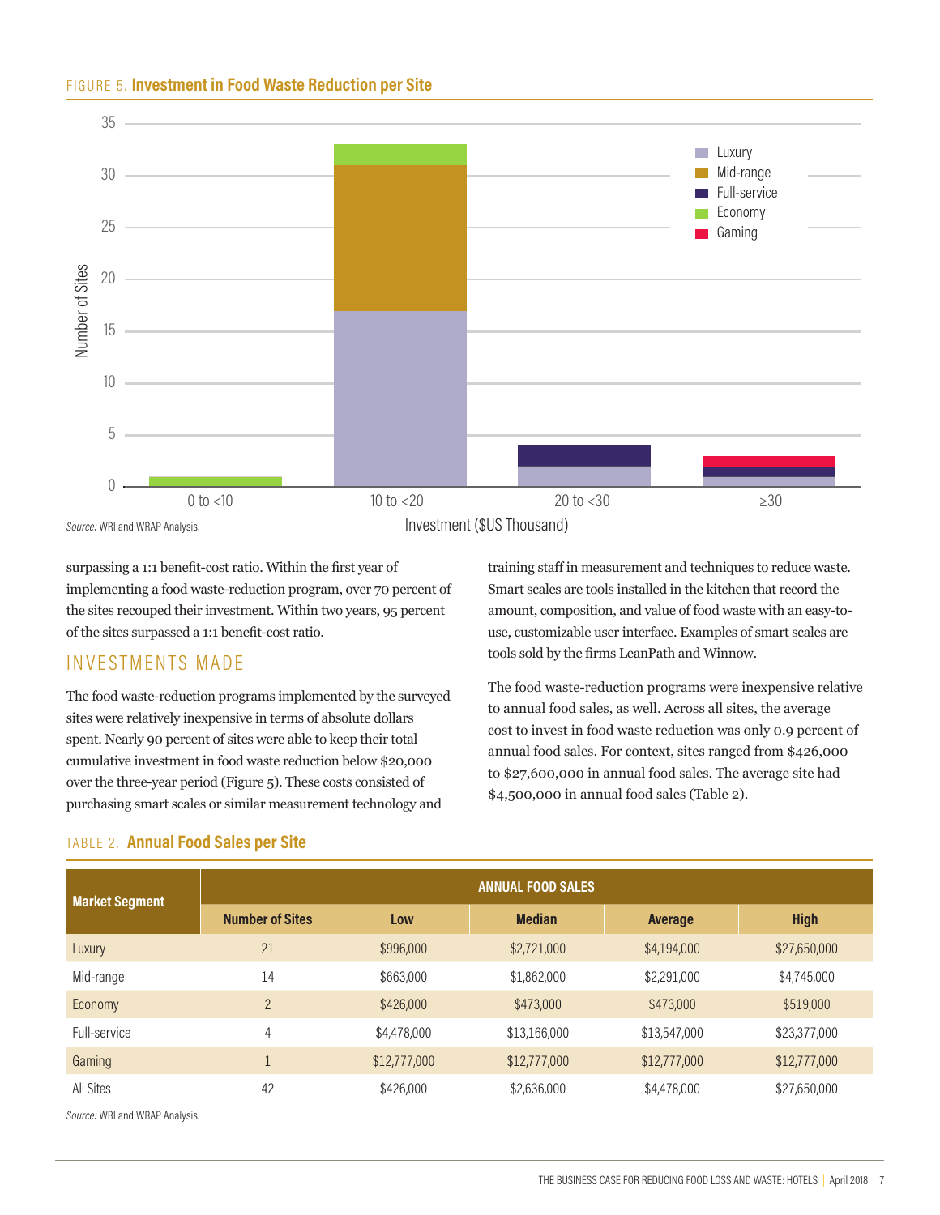FIGURE 5. **Investment in Food Waste Reduction per Site**

*Source:* WRI and WRAP Analysis.

surpassing a 1:1 benefit-cost ratio. Within the first year of implementing a food waste-reduction program, over 70 percent of the sites recouped their investment. Within two years, 95 percent of the sites surpassed a 1:1 benefit-cost ratio.

## INVESTMENTS MADE

The food waste-reduction programs implemented by the surveyed sites were relatively inexpensive in terms of absolute dollars spent. Nearly 90 percent of sites were able to keep their total cumulative investment in food waste reduction below $20,000 over the three-year period (Figure 5). These costs consisted of purchasing smart scales or similar measurement technology and training staff in measurement and techniques to reduce waste. Smart scales are tools installed in the kitchen that record the amount, composition, and value of food waste with an easy-to-use, customizable user interface. Examples of smart scales are tools sold by the firms LeanPath and Winnow.

The food waste-reduction programs were inexpensive relative to annual food sales, as well. Across all sites, the average cost to invest in food waste reduction was only 0.9 percent of annual food sales. For context, sites ranged from $426,000 to $27,600,000 in annual food sales. The average site had $4,500,000 in annual food sales (Table 2).

TABLE 2. **Annual Food Sales per Site**

| Market Segment | ANNUAL FOOD SALES | | | | |
|---|---|---|---|---|---|
| | Number of Sites | Low | Median | Average | High |
| Luxury | 21 | $996,000 | $2,721,000 | $4,194,000 | $27,650,000 |
| Mid-range | 14 | $663,000 | $1,862,000 | $2,291,000 | $4,745,000 |
| Economy | 2 | $426,000 | $473,000 | $473,000 | $519,000 |
| Full-service | 4 | $4,478,000 | $13,166,000 | $13,547,000 | $23,377,000 |
| Gaming | 1 | $12,777,000 | $12,777,000 | $12,777,000 | $12,777,000 |
| All Sites | 42 | $426,000 | $2,636,000 | $4,478,000 | $27,650,000 |

*Source:* WRI and WRAP Analysis.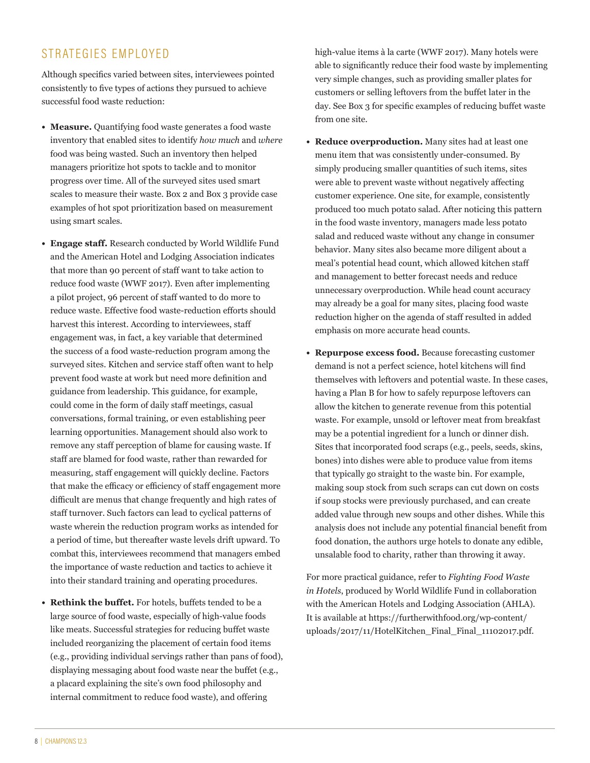## STRATEGIES EMPLOYED

Although specifics varied between sites, interviewees pointed consistently to five types of actions they pursued to achieve successful food waste reduction:

- **Measure.** Quantifying food waste generates a food waste inventory that enabled sites to identify *how much* and *where* food was being wasted. Such an inventory then helped managers prioritize hot spots to tackle and to monitor progress over time. All of the surveyed sites used smart scales to measure their waste. Box 2 and Box 3 provide case examples of hot spot prioritization based on measurement using smart scales.

- **Engage staff.** Research conducted by World Wildlife Fund and the American Hotel and Lodging Association indicates that more than 90 percent of staff want to take action to reduce food waste (WWF 2017). Even after implementing a pilot project, 96 percent of staff wanted to do more to reduce waste. Effective food waste-reduction efforts should harvest this interest. According to interviewees, staff engagement was, in fact, a key variable that determined the success of a food waste-reduction program among the surveyed sites. Kitchen and service staff often want to help prevent food waste at work but need more definition and guidance from leadership. This guidance, for example, could come in the form of daily staff meetings, casual conversations, formal training, or even establishing peer learning opportunities. Management should also work to remove any staff perception of blame for causing waste. If staff are blamed for food waste, rather than rewarded for measuring, staff engagement will quickly decline. Factors that make the efficacy or efficiency of staff engagement more difficult are menus that change frequently and high rates of staff turnover. Such factors can lead to cyclical patterns of waste wherein the reduction program works as intended for a period of time, but thereafter waste levels drift upward. To combat this, interviewees recommend that managers embed the importance of waste reduction and tactics to achieve it into their standard training and operating procedures.

- **Rethink the buffet.** For hotels, buffets tended to be a large source of food waste, especially of high-value foods like meats. Successful strategies for reducing buffet waste included reorganizing the placement of certain food items (e.g., providing individual servings rather than pans of food), displaying messaging about food waste near the buffet (e.g., a placard explaining the site's own food philosophy and internal commitment to reduce food waste), and offering high-value items à la carte (WWF 2017). Many hotels were able to significantly reduce their food waste by implementing very simple changes, such as providing smaller plates for customers or selling leftovers from the buffet later in the day. See Box 3 for specific examples of reducing buffet waste from one site.

- **Reduce overproduction.** Many sites had at least one menu item that was consistently under-consumed. By simply producing smaller quantities of such items, sites were able to prevent waste without negatively affecting customer experience. One site, for example, consistently produced too much potato salad. After noticing this pattern in the food waste inventory, managers made less potato salad and reduced waste without any change in consumer behavior. Many sites also became more diligent about a meal's potential head count, which allowed kitchen staff and management to better forecast needs and reduce unnecessary overproduction. While head count accuracy may already be a goal for many sites, placing food waste reduction higher on the agenda of staff resulted in added emphasis on more accurate head counts.

- **Repurpose excess food.** Because forecasting customer demand is not a perfect science, hotel kitchens will find themselves with leftovers and potential waste. In these cases, having a Plan B for how to safely repurpose leftovers can allow the kitchen to generate revenue from this potential waste. For example, unsold or leftover meat from breakfast may be a potential ingredient for a lunch or dinner dish. Sites that incorporated food scraps (e.g., peels, seeds, skins, bones) into dishes were able to produce value from items that typically go straight to the waste bin. For example, making soup stock from such scraps can cut down on costs if soup stocks were previously purchased, and can create added value through new soups and other dishes. While this analysis does not include any potential financial benefit from food donation, the authors urge hotels to donate any edible, unsalable food to charity, rather than throwing it away.

For more practical guidance, refer to *Fighting Food Waste in Hotels*, produced by World Wildlife Fund in collaboration with the American Hotels and Lodging Association (AHLA). It is available at https://furtherwithfood.org/wp-content/uploads/2017/11/HotelKitchen_Final_Final_11102017.pdf.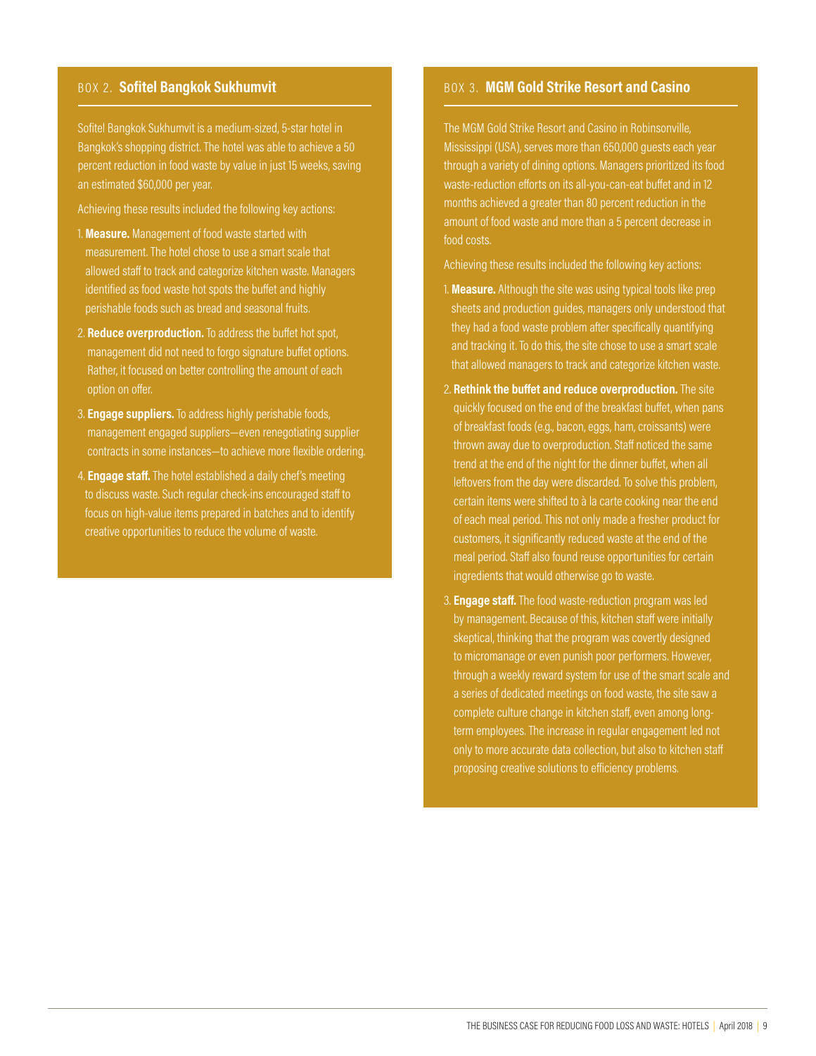## BOX 2. Sofitel Bangkok Sukhumvit

Sofitel Bangkok Sukhumvit is a medium-sized, 5-star hotel in Bangkok's shopping district. The hotel was able to achieve a 50 percent reduction in food waste by value in just 15 weeks, saving an estimated $60,000 per year.

Achieving these results included the following key actions:

1. **Measure.** Management of food waste started with measurement. The hotel chose to use a smart scale that allowed staff to track and categorize kitchen waste. Managers identified as food waste hot spots the buffet and highly perishable foods such as bread and seasonal fruits.
2. **Reduce overproduction.** To address the buffet hot spot, management did not need to forgo signature buffet options. Rather, it focused on better controlling the amount of each option on offer.
3. **Engage suppliers.** To address highly perishable foods, management engaged suppliers—even renegotiating supplier contracts in some instances—to achieve more flexible ordering.
4. **Engage staff.** The hotel established a daily chef's meeting to discuss waste. Such regular check-ins encouraged staff to focus on high-value items prepared in batches and to identify creative opportunities to reduce the volume of waste.

## BOX 3. MGM Gold Strike Resort and Casino

The MGM Gold Strike Resort and Casino in Robinsonville, Mississippi (USA), serves more than 650,000 guests each year through a variety of dining options. Managers prioritized its food waste-reduction efforts on its all-you-can-eat buffet and in 12 months achieved a greater than 80 percent reduction in the amount of food waste and more than a 5 percent decrease in food costs.

Achieving these results included the following key actions:

1. **Measure.** Although the site was using typical tools like prep sheets and production guides, managers only understood that they had a food waste problem after specifically quantifying and tracking it. To do this, the site chose to use a smart scale that allowed managers to track and categorize kitchen waste.
2. **Rethink the buffet and reduce overproduction.** The site quickly focused on the end of the breakfast buffet, when pans of breakfast foods (e.g., bacon, eggs, ham, croissants) were thrown away due to overproduction. Staff noticed the same trend at the end of the night for the dinner buffet, when all leftovers from the day were discarded. To solve this problem, certain items were shifted to à la carte cooking near the end of each meal period. This not only made a fresher product for customers, it significantly reduced waste at the end of the meal period. Staff also found reuse opportunities for certain ingredients that would otherwise go to waste.
3. **Engage staff.** The food waste-reduction program was led by management. Because of this, kitchen staff were initially skeptical, thinking that the program was covertly designed to micromanage or even punish poor performers. However, through a weekly reward system for use of the smart scale and a series of dedicated meetings on food waste, the site saw a complete culture change in kitchen staff, even among long-term employees. The increase in regular engagement led not only to more accurate data collection, but also to kitchen staff proposing creative solutions to efficiency problems.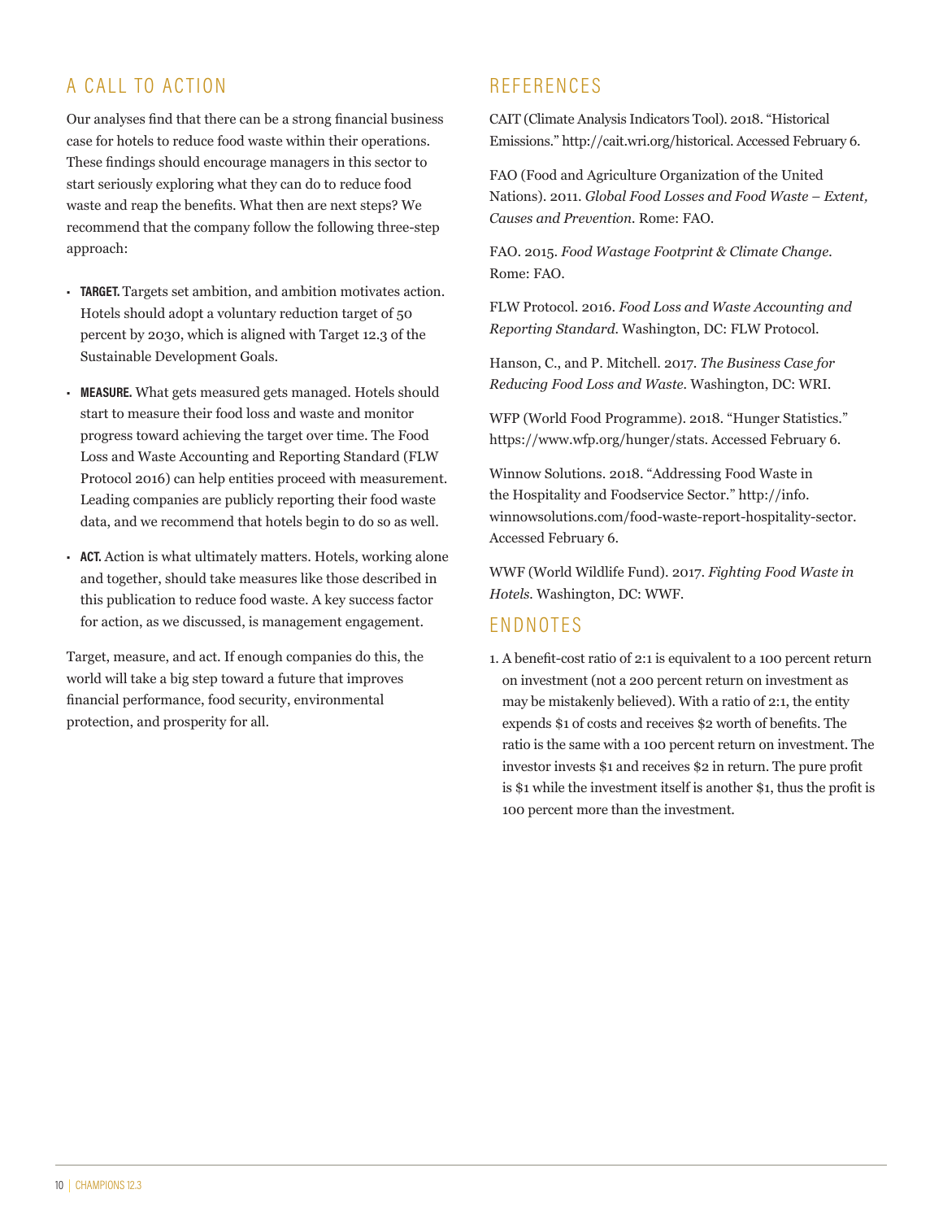## A CALL TO ACTION

Our analyses find that there can be a strong financial business case for hotels to reduce food waste within their operations. These findings should encourage managers in this sector to start seriously exploring what they can do to reduce food waste and reap the benefits. What then are next steps? We recommend that the company follow the following three-step approach:

- **TARGET.** Targets set ambition, and ambition motivates action. Hotels should adopt a voluntary reduction target of 50 percent by 2030, which is aligned with Target 12.3 of the Sustainable Development Goals.
- **MEASURE.** What gets measured gets managed. Hotels should start to measure their food loss and waste and monitor progress toward achieving the target over time. The Food Loss and Waste Accounting and Reporting Standard (FLW Protocol 2016) can help entities proceed with measurement. Leading companies are publicly reporting their food waste data, and we recommend that hotels begin to do so as well.
- **ACT.** Action is what ultimately matters. Hotels, working alone and together, should take measures like those described in this publication to reduce food waste. A key success factor for action, as we discussed, is management engagement.

Target, measure, and act. If enough companies do this, the world will take a big step toward a future that improves financial performance, food security, environmental protection, and prosperity for all.

## REFERENCES

CAIT (Climate Analysis Indicators Tool). 2018. "Historical Emissions." http://cait.wri.org/historical. Accessed February 6.

FAO (Food and Agriculture Organization of the United Nations). 2011. *Global Food Losses and Food Waste – Extent, Causes and Prevention*. Rome: FAO.

FAO. 2015. *Food Wastage Footprint & Climate Change*. Rome: FAO.

FLW Protocol. 2016. *Food Loss and Waste Accounting and Reporting Standard*. Washington, DC: FLW Protocol.

Hanson, C., and P. Mitchell. 2017. *The Business Case for Reducing Food Loss and Waste*. Washington, DC: WRI.

WFP (World Food Programme). 2018. "Hunger Statistics." https://www.wfp.org/hunger/stats. Accessed February 6.

Winnow Solutions. 2018. "Addressing Food Waste in the Hospitality and Foodservice Sector." http://info.winnowsolutions.com/food-waste-report-hospitality-sector. Accessed February 6.

WWF (World Wildlife Fund). 2017. *Fighting Food Waste in Hotels*. Washington, DC: WWF.

## ENDNOTES

1. A benefit-cost ratio of 2:1 is equivalent to a 100 percent return on investment (not a 200 percent return on investment as may be mistakenly believed). With a ratio of 2:1, the entity expends $1 of costs and receives $2 worth of benefits. The ratio is the same with a 100 percent return on investment. The investor invests $1 and receives $2 in return. The pure profit is $1 while the investment itself is another $1, thus the profit is 100 percent more than the investment.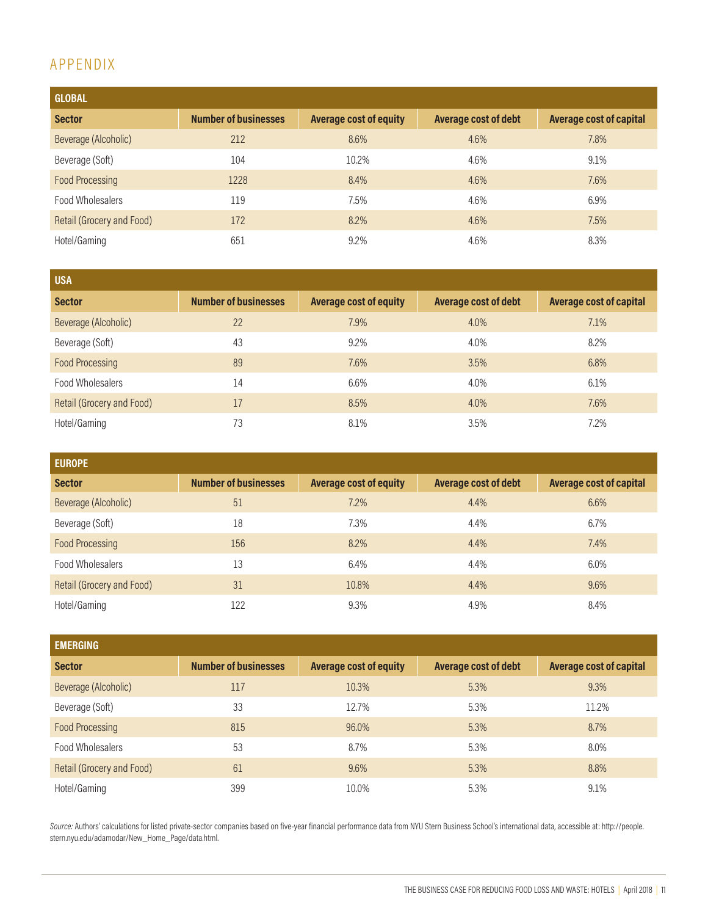# APPENDIX

**GLOBAL**

| Sector | Number of businesses | Average cost of equity | Average cost of debt | Average cost of capital |
|---|---|---|---|---|
| Beverage (Alcoholic) | 212 | 8.6% | 4.6% | 7.8% |
| Beverage (Soft) | 104 | 10.2% | 4.6% | 9.1% |
| Food Processing | 1228 | 8.4% | 4.6% | 7.6% |
| Food Wholesalers | 119 | 7.5% | 4.6% | 6.9% |
| Retail (Grocery and Food) | 172 | 8.2% | 4.6% | 7.5% |
| Hotel/Gaming | 651 | 9.2% | 4.6% | 8.3% |

**USA**

| Sector | Number of businesses | Average cost of equity | Average cost of debt | Average cost of capital |
|---|---|---|---|---|
| Beverage (Alcoholic) | 22 | 7.9% | 4.0% | 7.1% |
| Beverage (Soft) | 43 | 9.2% | 4.0% | 8.2% |
| Food Processing | 89 | 7.6% | 3.5% | 6.8% |
| Food Wholesalers | 14 | 6.6% | 4.0% | 6.1% |
| Retail (Grocery and Food) | 17 | 8.5% | 4.0% | 7.6% |
| Hotel/Gaming | 73 | 8.1% | 3.5% | 7.2% |

**EUROPE**

| Sector | Number of businesses | Average cost of equity | Average cost of debt | Average cost of capital |
|---|---|---|---|---|
| Beverage (Alcoholic) | 51 | 7.2% | 4.4% | 6.6% |
| Beverage (Soft) | 18 | 7.3% | 4.4% | 6.7% |
| Food Processing | 156 | 8.2% | 4.4% | 7.4% |
| Food Wholesalers | 13 | 6.4% | 4.4% | 6.0% |
| Retail (Grocery and Food) | 31 | 10.8% | 4.4% | 9.6% |
| Hotel/Gaming | 122 | 9.3% | 4.9% | 8.4% |

**EMERGING**

| Sector | Number of businesses | Average cost of equity | Average cost of debt | Average cost of capital |
|---|---|---|---|---|
| Beverage (Alcoholic) | 117 | 10.3% | 5.3% | 9.3% |
| Beverage (Soft) | 33 | 12.7% | 5.3% | 11.2% |
| Food Processing | 815 | 96.0% | 5.3% | 8.7% |
| Food Wholesalers | 53 | 8.7% | 5.3% | 8.0% |
| Retail (Grocery and Food) | 61 | 9.6% | 5.3% | 8.8% |
| Hotel/Gaming | 399 | 10.0% | 5.3% | 9.1% |

*Source:* Authors' calculations for listed private-sector companies based on five-year financial performance data from NYU Stern Business School's international data, accessible at: http://people.stern.nyu.edu/adamodar/New_Home_Page/data.html.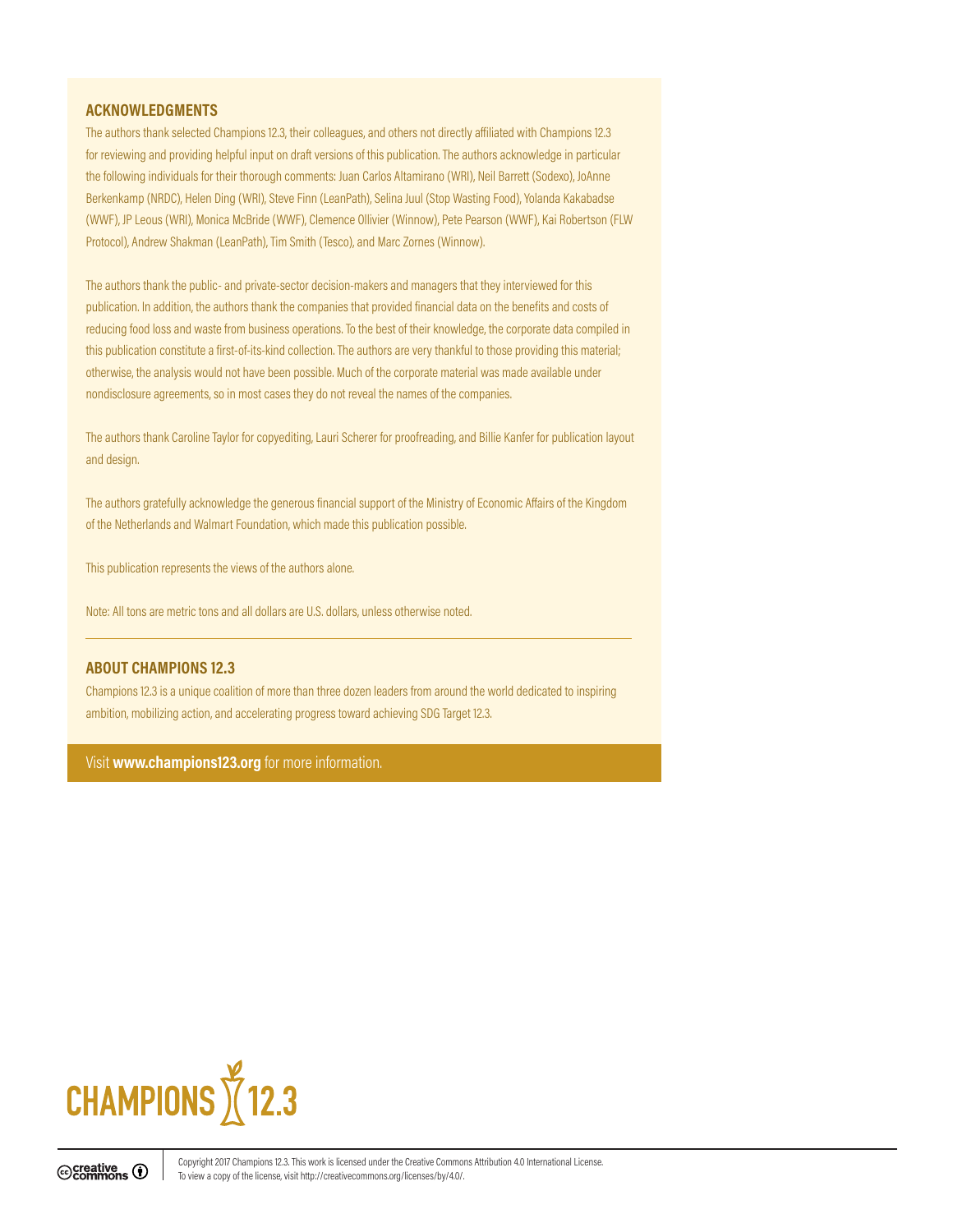## ACKNOWLEDGMENTS

The authors thank selected Champions 12.3, their colleagues, and others not directly affiliated with Champions 12.3 for reviewing and providing helpful input on draft versions of this publication. The authors acknowledge in particular the following individuals for their thorough comments: Juan Carlos Altamirano (WRI), Neil Barrett (Sodexo), JoAnne Berkenkamp (NRDC), Helen Ding (WRI), Steve Finn (LeanPath), Selina Juul (Stop Wasting Food), Yolanda Kakabadse (WWF), JP Leous (WRI), Monica McBride (WWF), Clemence Ollivier (Winnow), Pete Pearson (WWF), Kai Robertson (FLW Protocol), Andrew Shakman (LeanPath), Tim Smith (Tesco), and Marc Zornes (Winnow).

The authors thank the public- and private-sector decision-makers and managers that they interviewed for this publication. In addition, the authors thank the companies that provided financial data on the benefits and costs of reducing food loss and waste from business operations. To the best of their knowledge, the corporate data compiled in this publication constitute a first-of-its-kind collection. The authors are very thankful to those providing this material; otherwise, the analysis would not have been possible. Much of the corporate material was made available under nondisclosure agreements, so in most cases they do not reveal the names of the companies.

The authors thank Caroline Taylor for copyediting, Lauri Scherer for proofreading, and Billie Kanfer for publication layout and design.

The authors gratefully acknowledge the generous financial support of the Ministry of Economic Affairs of the Kingdom of the Netherlands and Walmart Foundation, which made this publication possible.

This publication represents the views of the authors alone.

Note: All tons are metric tons and all dollars are U.S. dollars, unless otherwise noted.

## ABOUT CHAMPIONS 12.3

Champions 12.3 is a unique coalition of more than three dozen leaders from around the world dedicated to inspiring ambition, mobilizing action, and accelerating progress toward achieving SDG Target 12.3.

Visit **www.champions123.org** for more information.

CHAMPIONS 12.3

Copyright 2017 Champions 12.3. This work is licensed under the Creative Commons Attribution 4.0 International License. To view a copy of the license, visit http://creativecommons.org/licenses/by/4.0/.